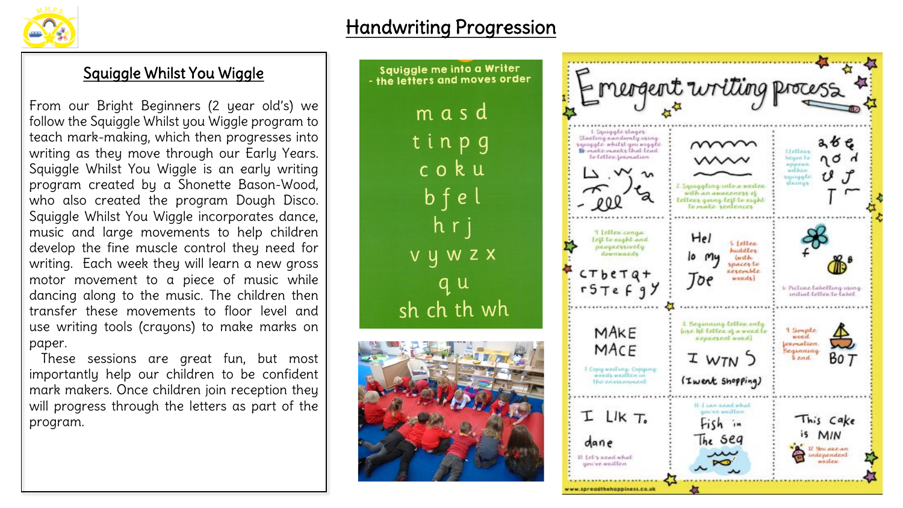# Handwriting Progression

## Squiggle Whilst You Wiggle

From our Bright Beginners (2 year old's) we follow the Squiggle Whilst you Wiggle program to teach mark-making, which then progresses into writing as they move through our Early Years. Squiggle Whilst You Wiggle is an early writing program created by a Shonette Bason-Wood, who also created the program Dough Disco. Squiggle Whilst You Wiggle incorporates dance, music and large movements to help children develop the fine muscle control they need for writing. Each week they will learn a new gross motor movement to a piece of music while dancing along to the music. The children then transfer these movements to floor level and use writing tools (crayons) to make marks on paper.

These sessions are great fun, but most importantly help our children to be confident mark makers. Once children join reception they will progress through the letters as part of the program.

**Squiggle me into a Writer - the letters and moves order**

m a s d
t i n p g
c o k u
b f e l
h r j
v y w z x
q u
sh ch th wh

**Emergent writing process**

1. Squiggle stages: Starting randomly using squiggle whilst you wiggle to make marks that lead to letter formation
2. Squiggling into a writer with an awareness of letters going left to right to make sentences
3. Letters begin to appear within squiggle stages
4. Letter conga: left to right and progressively downwards
5. Letter huddles (with spaces to resemble words)
6. Picture labelling using initial letter to label
7. Copy writing: Copying words written in the environment
8. Beginning letter only (use 1st letter of a word to represent word)
9. Simple word formation: Beginning & end
10. Let's read what you've written
11. I can read what you've written
12. You are an independent writer

www.spreadthehappiness.co.uk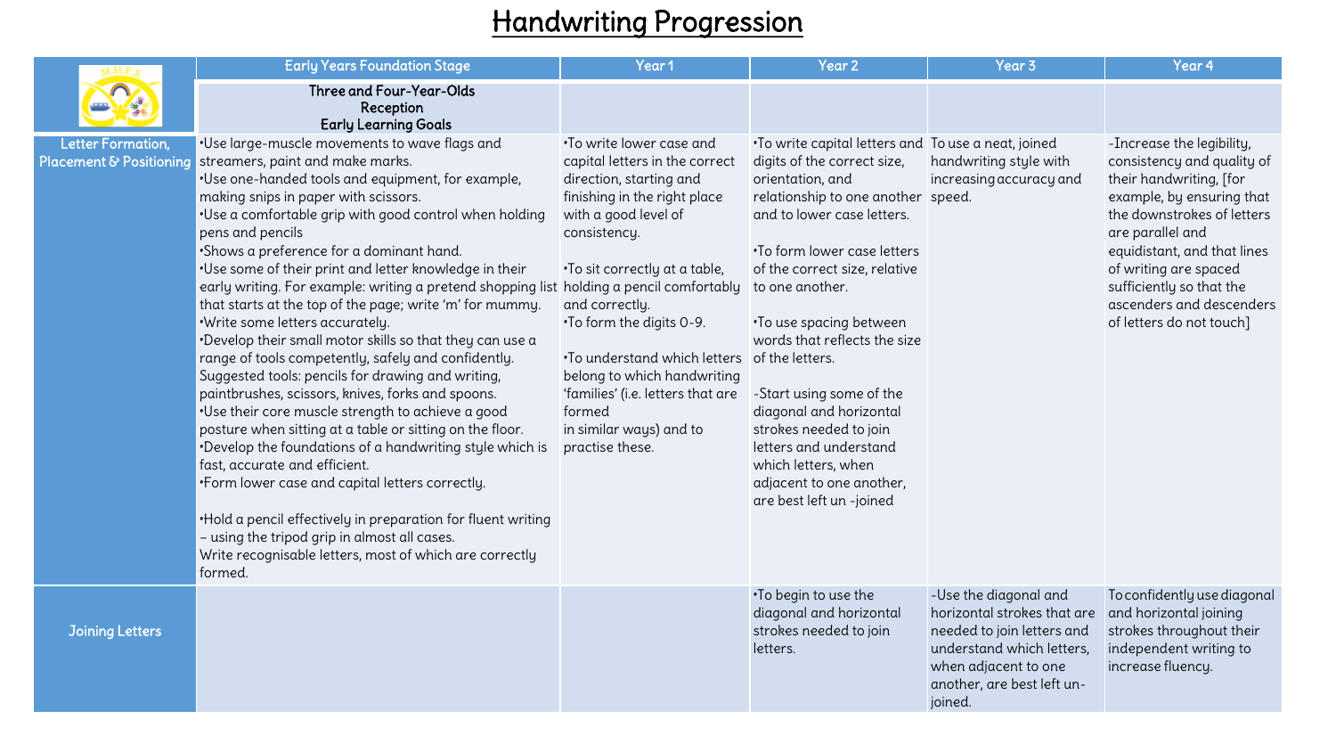# Handwriting Progression

| | Early Years Foundation Stage | Year 1 | Year 2 | Year 3 | Year 4 |
|---|---|---|---|---|---|
| | Three and Four-Year-Olds<br>Reception<br>Early Learning Goals | | | | |
| Letter Formation, Placement & Positioning | •Use large-muscle movements to wave flags and streamers, paint and make marks.<br>•Use one-handed tools and equipment, for example, making snips in paper with scissors.<br>•Use a comfortable grip with good control when holding pens and pencils<br>•Shows a preference for a dominant hand.<br>•Use some of their print and letter knowledge in their early writing. For example: writing a pretend shopping list that starts at the top of the page; write 'm' for mummy.<br>•Write some letters accurately.<br>•Develop their small motor skills so that they can use a range of tools competently, safely and confidently. Suggested tools: pencils for drawing and writing, paintbrushes, scissors, knives, forks and spoons.<br>•Use their core muscle strength to achieve a good posture when sitting at a table or sitting on the floor.<br>•Develop the foundations of a handwriting style which is fast, accurate and efficient.<br>•Form lower case and capital letters correctly.<br><br>•Hold a pencil effectively in preparation for fluent writing – using the tripod grip in almost all cases.<br>Write recognisable letters, most of which are correctly formed. | •To write lower case and capital letters in the correct direction, starting and finishing in the right place with a good level of consistency.<br><br>•To sit correctly at a table, holding a pencil comfortably and correctly.<br>•To form the digits 0-9.<br><br>•To understand which letters belong to which handwriting 'families' (i.e. letters that are formed in similar ways) and to practise these. | •To write capital letters and digits of the correct size, orientation, and relationship to one another and to lower case letters.<br><br>•To form lower case letters of the correct size, relative to one another.<br><br>•To use spacing between words that reflects the size of the letters.<br><br>-Start using some of the diagonal and horizontal strokes needed to join letters and understand which letters, when adjacent to one another, are best left un -joined | To use a neat, joined handwriting style with increasing accuracy and speed. | -Increase the legibility, consistency and quality of their handwriting, [for example, by ensuring that the downstrokes of letters are parallel and equidistant, and that lines of writing are spaced sufficiently so that the ascenders and descenders of letters do not touch] |
| Joining Letters | | | •To begin to use the diagonal and horizontal strokes needed to join letters. | -Use the diagonal and horizontal strokes that are needed to join letters and understand which letters, when adjacent to one another, are best left un-joined. | To confidently use diagonal and horizontal joining strokes throughout their independent writing to increase fluency. |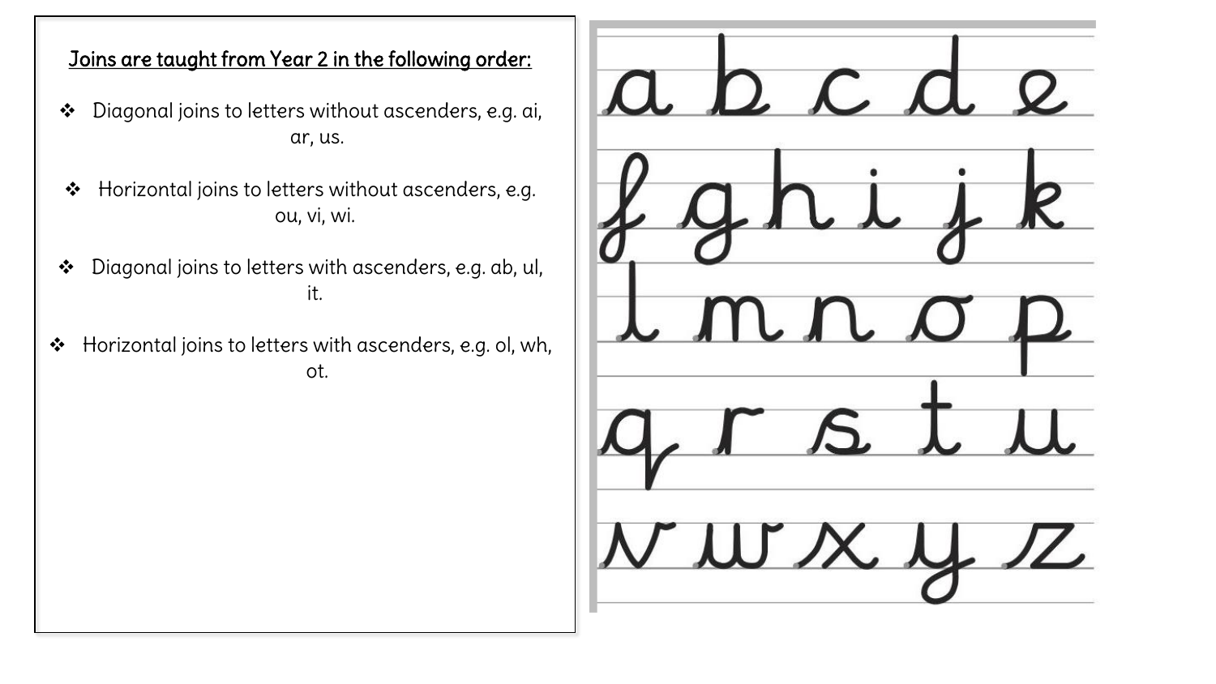Joins are taught from Year 2 in the following order:

- Diagonal joins to letters without ascenders, e.g. ai, ar, us.
- Horizontal joins to letters without ascenders, e.g. ou, vi, wi.
- Diagonal joins to letters with ascenders, e.g. ab, ul, it.
- Horizontal joins to letters with ascenders, e.g. ol, wh, ot.

a b c d e

f g h i j k

l m n o p

q r s t u

v w x y z